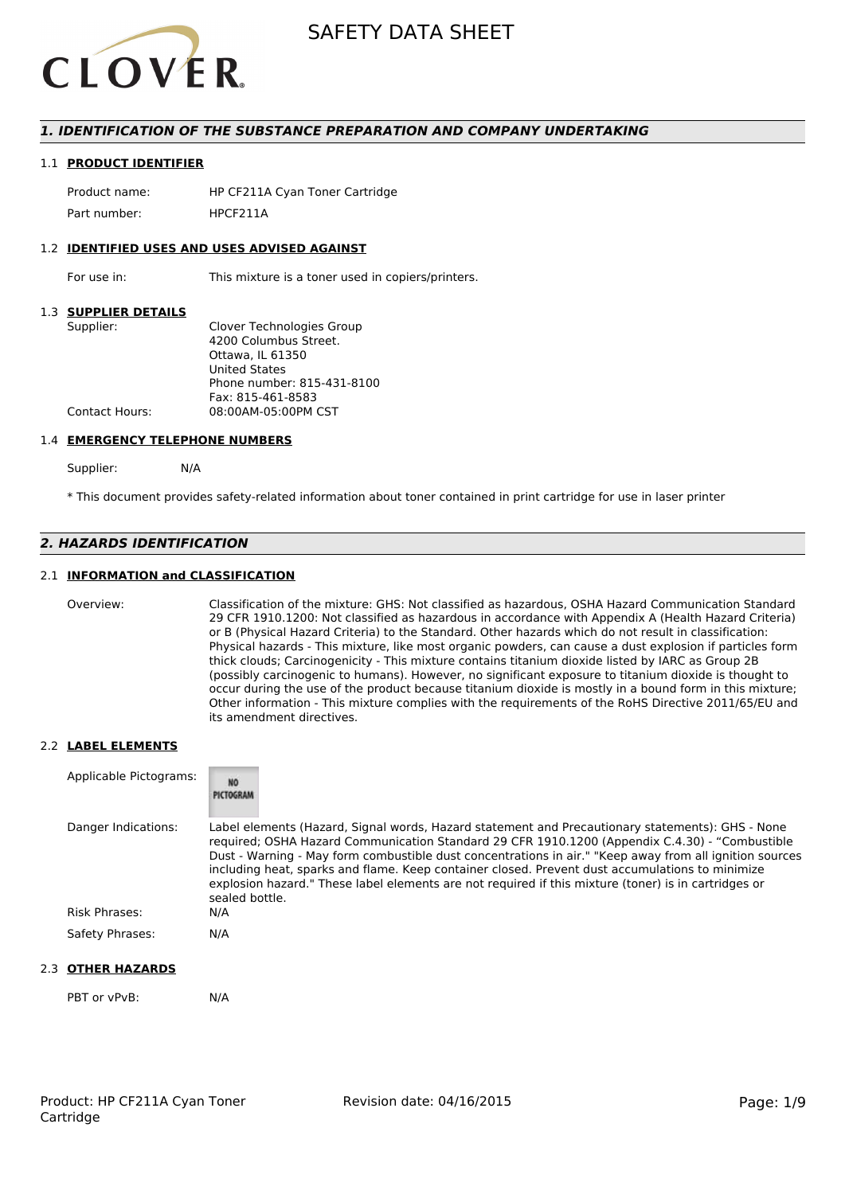# SAFETY DATA SHEET

## 1. IDENTIFICATION OF THE SUBSTANCE PREPARATION AND COMPANY UNDERTAKING

### 1.1 PRODUCT IDENTIFIER

| | |
|---|---|
| Product name: | HP CF211A Cyan Toner Cartridge |
| Part number: | HPCF211A |

### 1.2 IDENTIFIED USES AND USES ADVISED AGAINST

| | |
|---|---|
| For use in: | This mixture is a toner used in copiers/printers. |

### 1.3 SUPPLIER DETAILS

| | |
|---|---|
| Supplier: | Clover Technologies Group<br>4200 Columbus Street.<br>Ottawa, IL 61350<br>United States<br>Phone number: 815-431-8100<br>Fax: 815-461-8583 |
| Contact Hours: | 08:00AM-05:00PM CST |

### 1.4 EMERGENCY TELEPHONE NUMBERS

| | |
|---|---|
| Supplier: | N/A |

* This document provides safety-related information about toner contained in print cartridge for use in laser printer

## 2. HAZARDS IDENTIFICATION

### 2.1 INFORMATION and CLASSIFICATION

| | |
|---|---|
| Overview: | Classification of the mixture: GHS: Not classified as hazardous, OSHA Hazard Communication Standard 29 CFR 1910.1200: Not classified as hazardous in accordance with Appendix A (Health Hazard Criteria) or B (Physical Hazard Criteria) to the Standard. Other hazards which do not result in classification: Physical hazards - This mixture, like most organic powders, can cause a dust explosion if particles form thick clouds; Carcinogenicity - This mixture contains titanium dioxide listed by IARC as Group 2B (possibly carcinogenic to humans). However, no significant exposure to titanium dioxide is thought to occur during the use of the product because titanium dioxide is mostly in a bound form in this mixture; Other information - This mixture complies with the requirements of the RoHS Directive 2011/65/EU and its amendment directives. |

### 2.2 LABEL ELEMENTS

| | |
|---|---|
| Applicable Pictograms: | NO PICTOGRAM |
| Danger Indications: | Label elements (Hazard, Signal words, Hazard statement and Precautionary statements): GHS - None required; OSHA Hazard Communication Standard 29 CFR 1910.1200 (Appendix C.4.30) - "Combustible Dust - Warning - May form combustible dust concentrations in air." "Keep away from all ignition sources including heat, sparks and flame. Keep container closed. Prevent dust accumulations to minimize explosion hazard." These label elements are not required if this mixture (toner) is in cartridges or sealed bottle. |
| Risk Phrases: | N/A |
| Safety Phrases: | N/A |

### 2.3 OTHER HAZARDS

| | |
|---|---|
| PBT or vPvB: | N/A |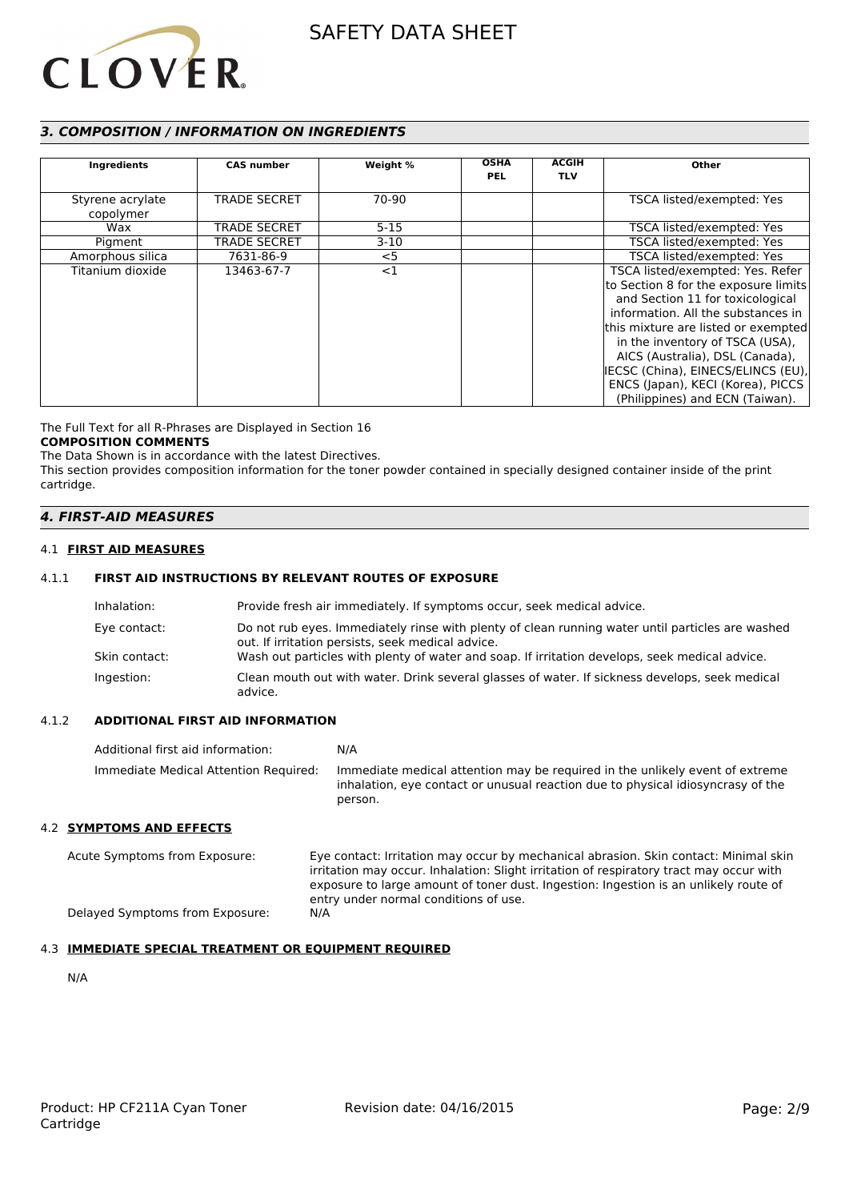## 3. COMPOSITION / INFORMATION ON INGREDIENTS

| Ingredients | CAS number | Weight % | OSHA PEL | ACGIH TLV | Other |
|---|---|---|---|---|---|
| Styrene acrylate copolymer | TRADE SECRET | 70-90 | | | TSCA listed/exempted: Yes |
| Wax | TRADE SECRET | 5-15 | | | TSCA listed/exempted: Yes |
| Pigment | TRADE SECRET | 3-10 | | | TSCA listed/exempted: Yes |
| Amorphous silica | 7631-86-9 | <5 | | | TSCA listed/exempted: Yes |
| Titanium dioxide | 13463-67-7 | <1 | | | TSCA listed/exempted: Yes. Refer to Section 8 for the exposure limits and Section 11 for toxicological information. All the substances in this mixture are listed or exempted in the inventory of TSCA (USA), AICS (Australia), DSL (Canada), IECSC (China), EINECS/ELINCS (EU), ENCS (Japan), KECI (Korea), PICCS (Philippines) and ECN (Taiwan). |

The Full Text for all R-Phrases are Displayed in Section 16

**COMPOSITION COMMENTS**

The Data Shown is in accordance with the latest Directives.

This section provides composition information for the toner powder contained in specially designed container inside of the print cartridge.

## 4. FIRST-AID MEASURES

### 4.1 FIRST AID MEASURES

#### 4.1.1 FIRST AID INSTRUCTIONS BY RELEVANT ROUTES OF EXPOSURE

Inhalation: Provide fresh air immediately. If symptoms occur, seek medical advice.

Eye contact: Do not rub eyes. Immediately rinse with plenty of clean running water until particles are washed out. If irritation persists, seek medical advice.

Skin contact: Wash out particles with plenty of water and soap. If irritation develops, seek medical advice.

Ingestion: Clean mouth out with water. Drink several glasses of water. If sickness develops, seek medical advice.

#### 4.1.2 ADDITIONAL FIRST AID INFORMATION

Additional first aid information: N/A

Immediate Medical Attention Required: Immediate medical attention may be required in the unlikely event of extreme inhalation, eye contact or unusual reaction due to physical idiosyncrasy of the person.

### 4.2 SYMPTOMS AND EFFECTS

Acute Symptoms from Exposure: Eye contact: Irritation may occur by mechanical abrasion. Skin contact: Minimal skin irritation may occur. Inhalation: Slight irritation of respiratory tract may occur with exposure to large amount of toner dust. Ingestion: Ingestion is an unlikely route of entry under normal conditions of use.

Delayed Symptoms from Exposure: N/A

### 4.3 IMMEDIATE SPECIAL TREATMENT OR EQUIPMENT REQUIRED

N/A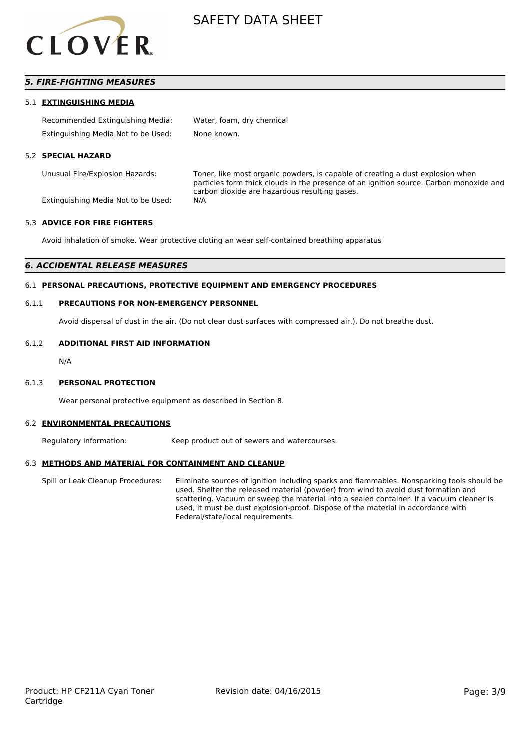## *5. FIRE-FIGHTING MEASURES*

### 5.1 **EXTINGUISHING MEDIA**

Recommended Extinguishing Media: Water, foam, dry chemical

Extinguishing Media Not to be Used: None known.

### 5.2 **SPECIAL HAZARD**

Unusual Fire/Explosion Hazards: Toner, like most organic powders, is capable of creating a dust explosion when particles form thick clouds in the presence of an ignition source. Carbon monoxide and carbon dioxide are hazardous resulting gases.

Extinguishing Media Not to be Used: N/A

### 5.3 **ADVICE FOR FIRE FIGHTERS**

Avoid inhalation of smoke. Wear protective cloting an wear self-contained breathing apparatus

## *6. ACCIDENTAL RELEASE MEASURES*

### 6.1 **PERSONAL PRECAUTIONS, PROTECTIVE EQUIPMENT AND EMERGENCY PROCEDURES**

#### 6.1.1 **PRECAUTIONS FOR NON-EMERGENCY PERSONNEL**

Avoid dispersal of dust in the air. (Do not clear dust surfaces with compressed air.). Do not breathe dust.

#### 6.1.2 **ADDITIONAL FIRST AID INFORMATION**

N/A

#### 6.1.3 **PERSONAL PROTECTION**

Wear personal protective equipment as described in Section 8.

### 6.2 **ENVIRONMENTAL PRECAUTIONS**

Regulatory Information: Keep product out of sewers and watercourses.

### 6.3 **METHODS AND MATERIAL FOR CONTAINMENT AND CLEANUP**

Spill or Leak Cleanup Procedures: Eliminate sources of ignition including sparks and flammables. Nonsparking tools should be used. Shelter the released material (powder) from wind to avoid dust formation and scattering. Vacuum or sweep the material into a sealed container. If a vacuum cleaner is used, it must be dust explosion-proof. Dispose of the material in accordance with Federal/state/local requirements.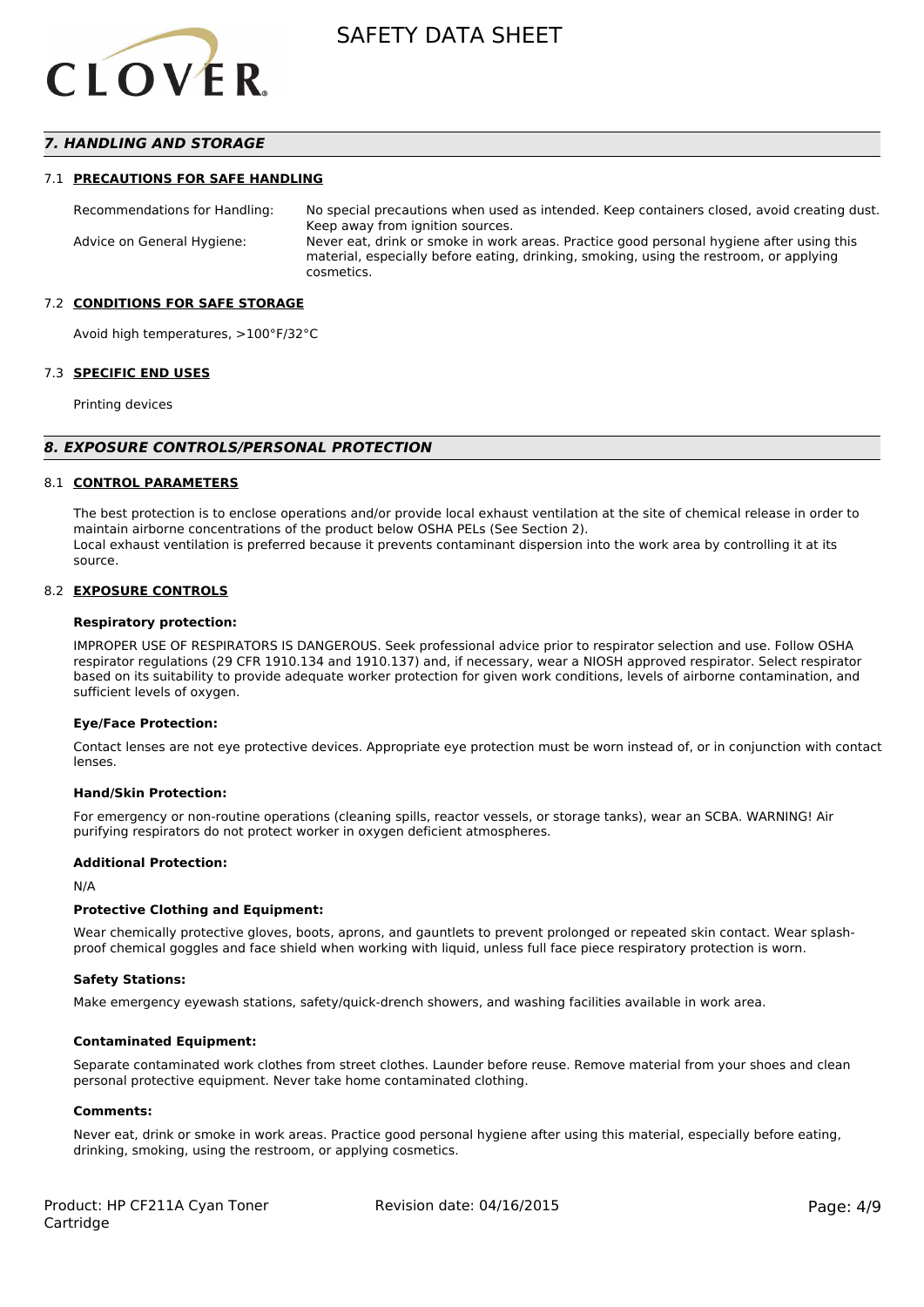## 7. HANDLING AND STORAGE

### 7.1 PRECAUTIONS FOR SAFE HANDLING

| | |
|---|---|
| Recommendations for Handling: | No special precautions when used as intended. Keep containers closed, avoid creating dust. Keep away from ignition sources. |
| Advice on General Hygiene: | Never eat, drink or smoke in work areas. Practice good personal hygiene after using this material, especially before eating, drinking, smoking, using the restroom, or applying cosmetics. |

### 7.2 CONDITIONS FOR SAFE STORAGE

Avoid high temperatures, >100°F/32°C

### 7.3 SPECIFIC END USES

Printing devices

## 8. EXPOSURE CONTROLS/PERSONAL PROTECTION

### 8.1 CONTROL PARAMETERS

The best protection is to enclose operations and/or provide local exhaust ventilation at the site of chemical release in order to maintain airborne concentrations of the product below OSHA PELs (See Section 2).
Local exhaust ventilation is preferred because it prevents contaminant dispersion into the work area by controlling it at its source.

### 8.2 EXPOSURE CONTROLS

**Respiratory protection:**

IMPROPER USE OF RESPIRATORS IS DANGEROUS. Seek professional advice prior to respirator selection and use. Follow OSHA respirator regulations (29 CFR 1910.134 and 1910.137) and, if necessary, wear a NIOSH approved respirator. Select respirator based on its suitability to provide adequate worker protection for given work conditions, levels of airborne contamination, and sufficient levels of oxygen.

**Eye/Face Protection:**

Contact lenses are not eye protective devices. Appropriate eye protection must be worn instead of, or in conjunction with contact lenses.

**Hand/Skin Protection:**

For emergency or non-routine operations (cleaning spills, reactor vessels, or storage tanks), wear an SCBA. WARNING! Air purifying respirators do not protect worker in oxygen deficient atmospheres.

**Additional Protection:**

N/A

**Protective Clothing and Equipment:**

Wear chemically protective gloves, boots, aprons, and gauntlets to prevent prolonged or repeated skin contact. Wear splash-proof chemical goggles and face shield when working with liquid, unless full face piece respiratory protection is worn.

**Safety Stations:**

Make emergency eyewash stations, safety/quick-drench showers, and washing facilities available in work area.

**Contaminated Equipment:**

Separate contaminated work clothes from street clothes. Launder before reuse. Remove material from your shoes and clean personal protective equipment. Never take home contaminated clothing.

**Comments:**

Never eat, drink or smoke in work areas. Practice good personal hygiene after using this material, especially before eating, drinking, smoking, using the restroom, or applying cosmetics.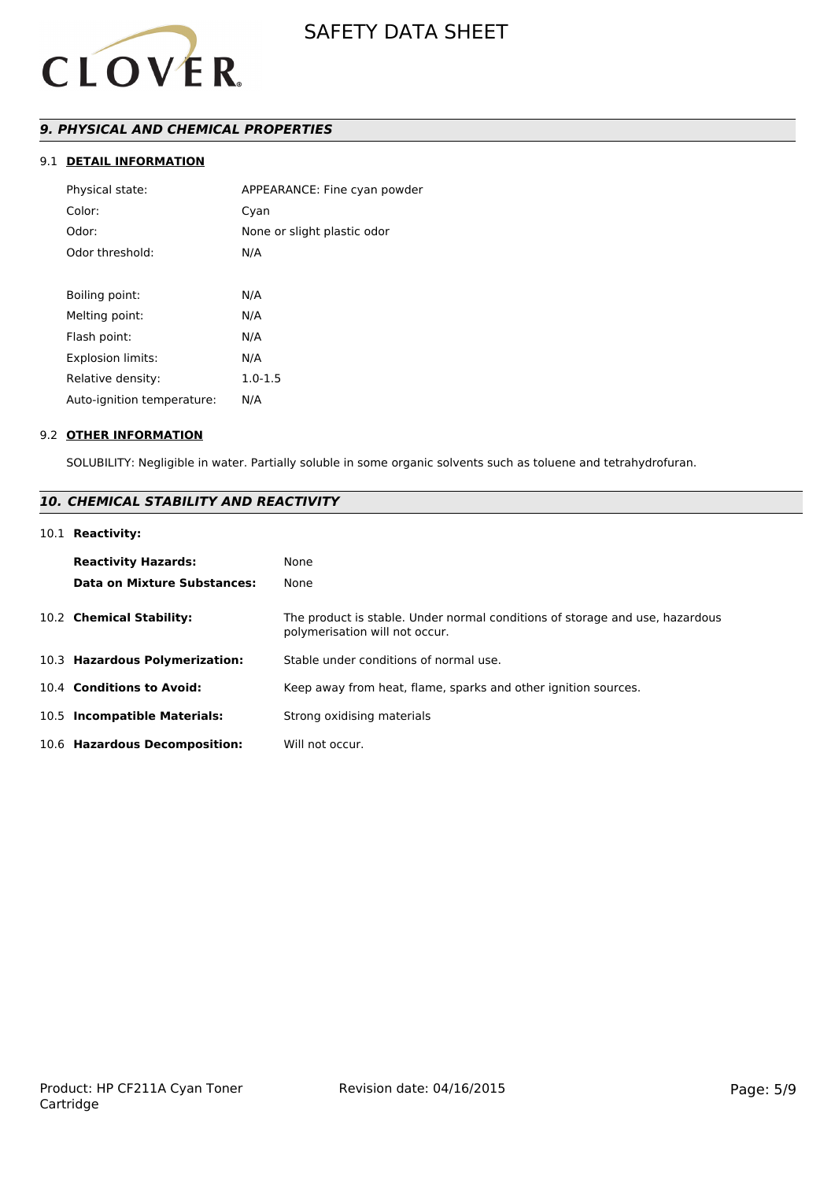## 9. PHYSICAL AND CHEMICAL PROPERTIES

### 9.1 DETAIL INFORMATION

| | |
|---|---|
| Physical state: | APPEARANCE: Fine cyan powder |
| Color: | Cyan |
| Odor: | None or slight plastic odor |
| Odor threshold: | N/A |
| Boiling point: | N/A |
| Melting point: | N/A |
| Flash point: | N/A |
| Explosion limits: | N/A |
| Relative density: | 1.0-1.5 |
| Auto-ignition temperature: | N/A |

### 9.2 OTHER INFORMATION

SOLUBILITY: Negligible in water. Partially soluble in some organic solvents such as toluene and tetrahydrofuran.

## 10. CHEMICAL STABILITY AND REACTIVITY

### 10.1 Reactivity:

| | |
|---|---|
| **Reactivity Hazards:** | None |
| **Data on Mixture Substances:** | None |

| | |
|---|---|
| 10.2 **Chemical Stability:** | The product is stable. Under normal conditions of storage and use, hazardous polymerisation will not occur. |
| 10.3 **Hazardous Polymerization:** | Stable under conditions of normal use. |
| 10.4 **Conditions to Avoid:** | Keep away from heat, flame, sparks and other ignition sources. |
| 10.5 **Incompatible Materials:** | Strong oxidising materials |
| 10.6 **Hazardous Decomposition:** | Will not occur. |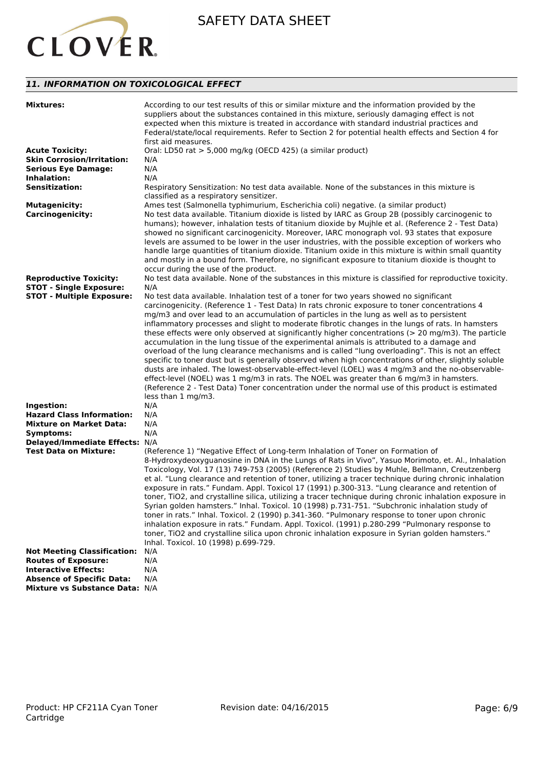## 11. INFORMATION ON TOXICOLOGICAL EFFECT

**Mixtures:** According to our test results of this or similar mixture and the information provided by the suppliers about the substances contained in this mixture, seriously damaging effect is not expected when this mixture is treated in accordance with standard industrial practices and Federal/state/local requirements. Refer to Section 2 for potential health effects and Section 4 for first aid measures.

**Acute Toxicity:** Oral: LD50 rat > 5,000 mg/kg (OECD 425) (a similar product)

**Skin Corrosion/Irritation:** N/A

**Serious Eye Damage:** N/A

**Inhalation:** N/A

**Sensitization:** Respiratory Sensitization: No test data available. None of the substances in this mixture is classified as a respiratory sensitizer.

**Mutagenicity:** Ames test (Salmonella typhimurium, Escherichia coli) negative. (a similar product)

**Carcinogenicity:** No test data available. Titanium dioxide is listed by IARC as Group 2B (possibly carcinogenic to humans); however, inhalation tests of titanium dioxide by Mujhle et al. (Reference 2 - Test Data) showed no significant carcinogenicity. Moreover, IARC monograph vol. 93 states that exposure levels are assumed to be lower in the user industries, with the possible exception of workers who handle large quantities of titanium dioxide. Titanium oxide in this mixture is within small quantity and mostly in a bound form. Therefore, no significant exposure to titanium dioxide is thought to occur during the use of the product.

**Reproductive Toxicity:** No test data available. None of the substances in this mixture is classified for reproductive toxicity.

**STOT - Single Exposure:** N/A

**STOT - Multiple Exposure:** No test data available. Inhalation test of a toner for two years showed no significant carcinogenicity. (Reference 1 - Test Data) In rats chronic exposure to toner concentrations 4 mg/m3 and over lead to an accumulation of particles in the lung as well as to persistent inflammatory processes and slight to moderate fibrotic changes in the lungs of rats. In hamsters these effects were only observed at significantly higher concentrations (> 20 mg/m3). The particle accumulation in the lung tissue of the experimental animals is attributed to a damage and overload of the lung clearance mechanisms and is called "lung overloading". This is not an effect specific to toner dust but is generally observed when high concentrations of other, slightly soluble dusts are inhaled. The lowest-observable-effect-level (LOEL) was 4 mg/m3 and the no-observable-effect-level (NOEL) was 1 mg/m3 in rats. The NOEL was greater than 6 mg/m3 in hamsters. (Reference 2 - Test Data) Toner concentration under the normal use of this product is estimated less than 1 mg/m3.

**Ingestion:** N/A

**Hazard Class Information:** N/A

**Mixture on Market Data:** N/A

**Symptoms:** N/A

**Delayed/Immediate Effects:** N/A

**Test Data on Mixture:** (Reference 1) "Negative Effect of Long-term Inhalation of Toner on Formation of 8-Hydroxydeoxyguanosine in DNA in the Lungs of Rats in Vivo", Yasuo Morimoto, et. Al., Inhalation Toxicology, Vol. 17 (13) 749-753 (2005) (Reference 2) Studies by Muhle, Bellmann, Creutzenberg et al. "Lung clearance and retention of toner, utilizing a tracer technique during chronic inhalation exposure in rats." Fundam. Appl. Toxicol 17 (1991) p.300-313. "Lung clearance and retention of toner, TiO2, and crystalline silica, utilizing a tracer technique during chronic inhalation exposure in Syrian golden hamsters." Inhal. Toxicol. 10 (1998) p.731-751. "Subchronic inhalation study of toner in rats." Inhal. Toxicol. 2 (1990) p.341-360. "Pulmonary response to toner upon chronic inhalation exposure in rats." Fundam. Appl. Toxicol. (1991) p.280-299 "Pulmonary response to toner, TiO2 and crystalline silica upon chronic inhalation exposure in Syrian golden hamsters." Inhal. Toxicol. 10 (1998) p.699-729.

**Not Meeting Classification:** N/A

**Routes of Exposure:** N/A

**Interactive Effects:** N/A

**Absence of Specific Data:** N/A

**Mixture vs Substance Data:** N/A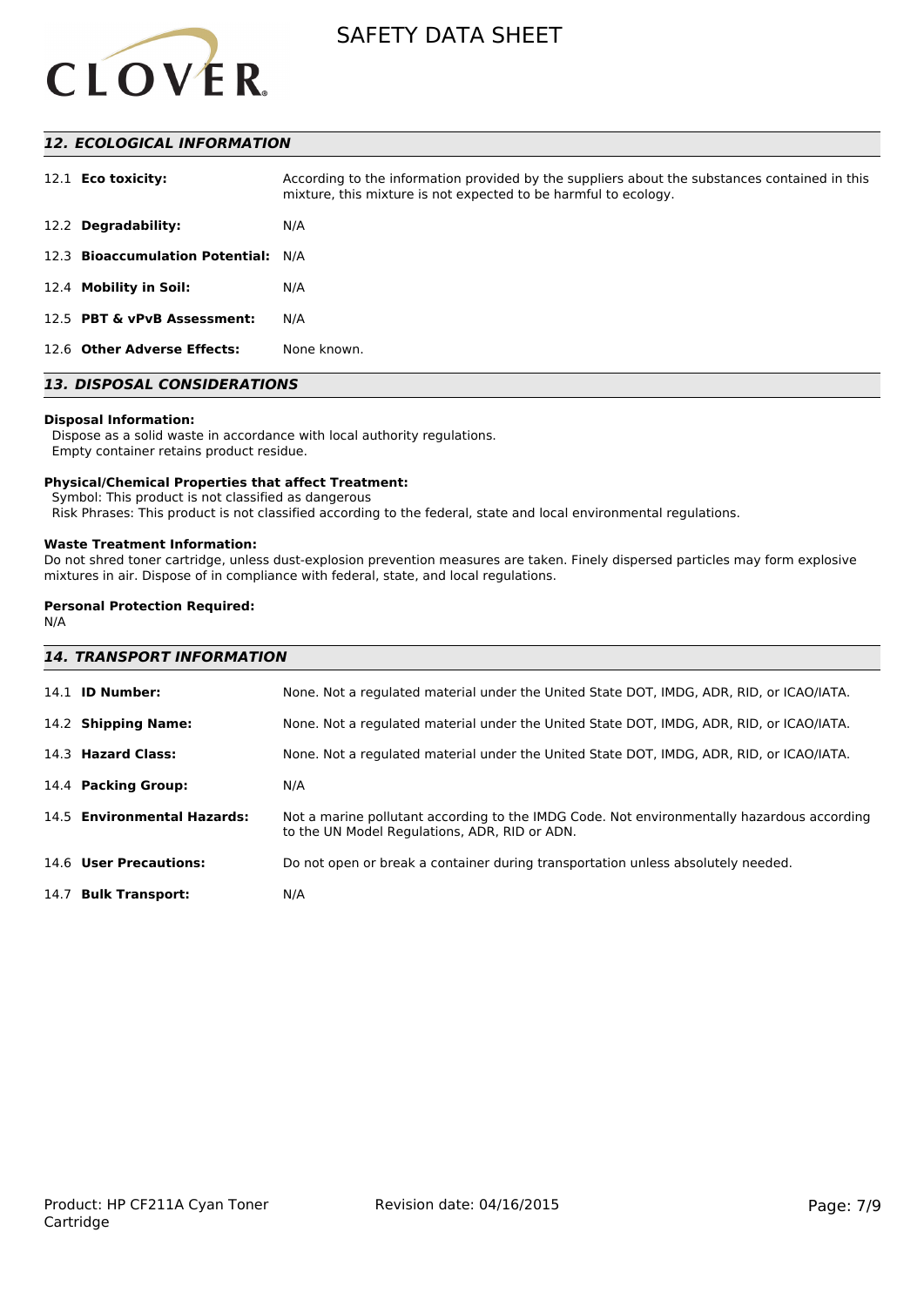## 12. ECOLOGICAL INFORMATION

| | |
|---|---|
| 12.1 **Eco toxicity:** | According to the information provided by the suppliers about the substances contained in this mixture, this mixture is not expected to be harmful to ecology. |
| 12.2 **Degradability:** | N/A |
| 12.3 **Bioaccumulation Potential:** | N/A |
| 12.4 **Mobility in Soil:** | N/A |
| 12.5 **PBT & vPvB Assessment:** | N/A |
| 12.6 **Other Adverse Effects:** | None known. |

## 13. DISPOSAL CONSIDERATIONS

**Disposal Information:**
Dispose as a solid waste in accordance with local authority regulations.
Empty container retains product residue.

**Physical/Chemical Properties that affect Treatment:**
Symbol: This product is not classified as dangerous
Risk Phrases: This product is not classified according to the federal, state and local environmental regulations.

**Waste Treatment Information:**
Do not shred toner cartridge, unless dust-explosion prevention measures are taken. Finely dispersed particles may form explosive mixtures in air. Dispose of in compliance with federal, state, and local regulations.

**Personal Protection Required:**
N/A

## 14. TRANSPORT INFORMATION

| | |
|---|---|
| 14.1 **ID Number:** | None. Not a regulated material under the United State DOT, IMDG, ADR, RID, or ICAO/IATA. |
| 14.2 **Shipping Name:** | None. Not a regulated material under the United State DOT, IMDG, ADR, RID, or ICAO/IATA. |
| 14.3 **Hazard Class:** | None. Not a regulated material under the United State DOT, IMDG, ADR, RID, or ICAO/IATA. |
| 14.4 **Packing Group:** | N/A |
| 14.5 **Environmental Hazards:** | Not a marine pollutant according to the IMDG Code. Not environmentally hazardous according to the UN Model Regulations, ADR, RID or ADN. |
| 14.6 **User Precautions:** | Do not open or break a container during transportation unless absolutely needed. |
| 14.7 **Bulk Transport:** | N/A |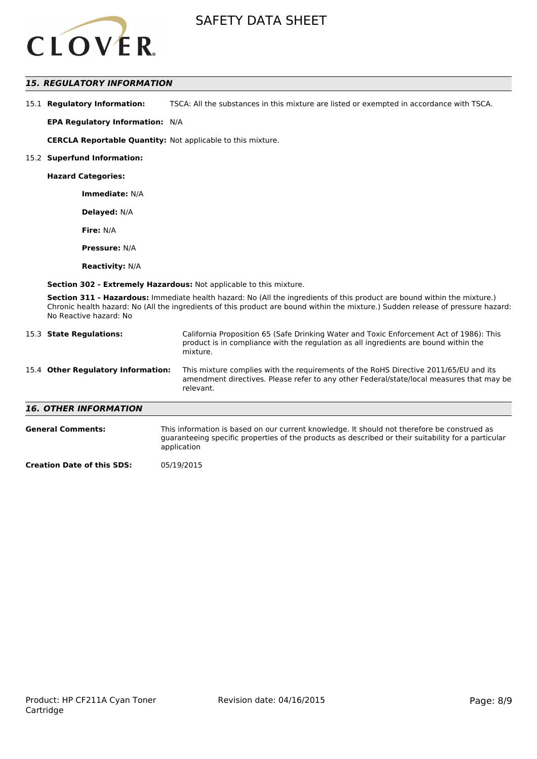## *15. REGULATORY INFORMATION*

15.1 **Regulatory Information:** TSCA: All the substances in this mixture are listed or exempted in accordance with TSCA.

**EPA Regulatory Information:** N/A

**CERCLA Reportable Quantity:** Not applicable to this mixture.

15.2 **Superfund Information:**

**Hazard Categories:**

**Immediate:** N/A

**Delayed:** N/A

**Fire:** N/A

**Pressure:** N/A

**Reactivity:** N/A

**Section 302 - Extremely Hazardous:** Not applicable to this mixture.

**Section 311 - Hazardous:** Immediate health hazard: No (All the ingredients of this product are bound within the mixture.) Chronic health hazard: No (All the ingredients of this product are bound within the mixture.) Sudden release of pressure hazard: No Reactive hazard: No

15.3 **State Regulations:** California Proposition 65 (Safe Drinking Water and Toxic Enforcement Act of 1986): This product is in compliance with the regulation as all ingredients are bound within the mixture.

15.4 **Other Regulatory Information:** This mixture complies with the requirements of the RoHS Directive 2011/65/EU and its amendment directives. Please refer to any other Federal/state/local measures that may be relevant.

## *16. OTHER INFORMATION*

**General Comments:** This information is based on our current knowledge. It should not therefore be construed as guaranteeing specific properties of the products as described or their suitability for a particular application

**Creation Date of this SDS:** 05/19/2015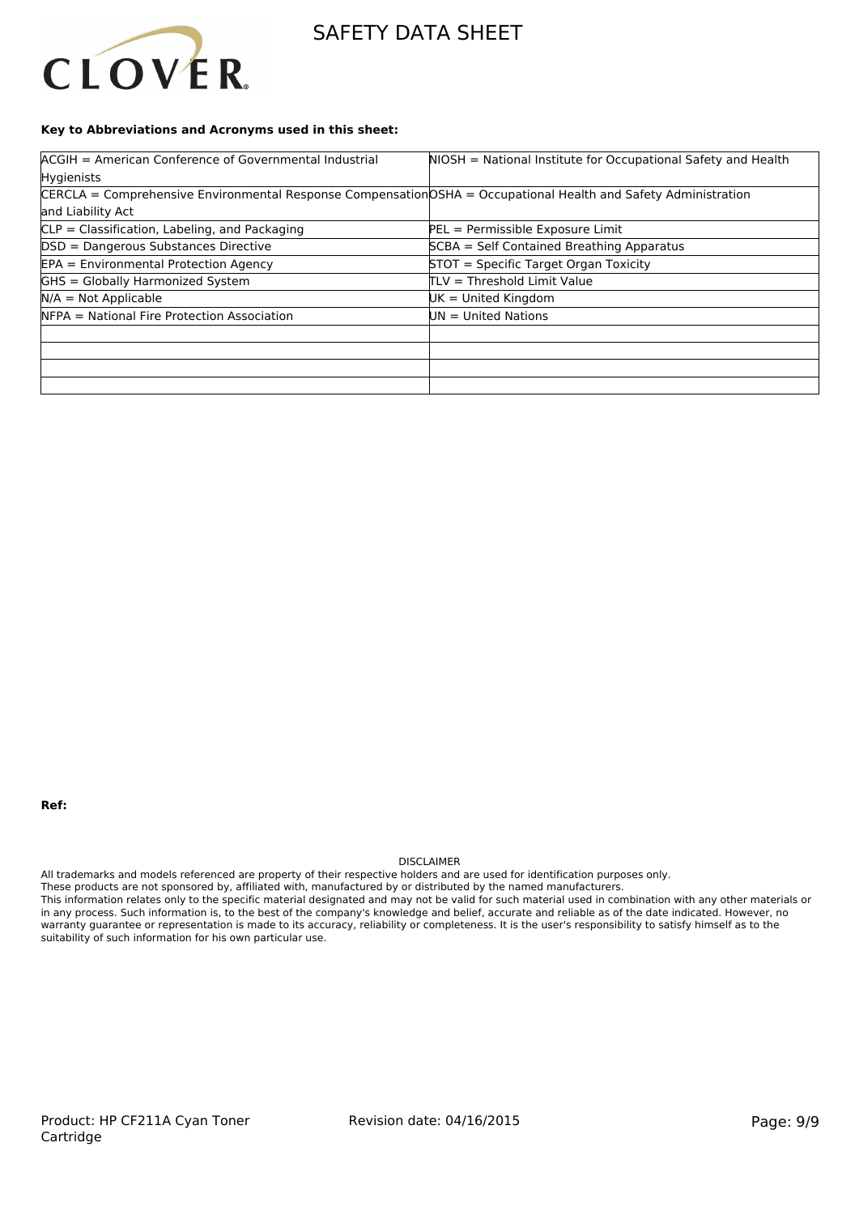**Key to Abbreviations and Acronyms used in this sheet:**

| | |
|---|---|
| ACGIH = American Conference of Governmental Industrial Hygienists | NIOSH = National Institute for Occupational Safety and Health |
| CERCLA = Comprehensive Environmental Response Compensation and Liability Act | OSHA = Occupational Health and Safety Administration |
| CLP = Classification, Labeling, and Packaging | PEL = Permissible Exposure Limit |
| DSD = Dangerous Substances Directive | SCBA = Self Contained Breathing Apparatus |
| EPA = Environmental Protection Agency | STOT = Specific Target Organ Toxicity |
| GHS = Globally Harmonized System | TLV = Threshold Limit Value |
| N/A = Not Applicable | UK = United Kingdom |
| NFPA = National Fire Protection Association | UN = United Nations |
| | |
| | |
| | |
| | |

**Ref:**

DISCLAIMER

All trademarks and models referenced are property of their respective holders and are used for identification purposes only.
These products are not sponsored by, affiliated with, manufactured by or distributed by the named manufacturers.
This information relates only to the specific material designated and may not be valid for such material used in combination with any other materials or in any process. Such information is, to the best of the company's knowledge and belief, accurate and reliable as of the date indicated. However, no warranty guarantee or representation is made to its accuracy, reliability or completeness. It is the user's responsibility to satisfy himself as to the suitability of such information for his own particular use.

Product: HP CF211A Cyan Toner Cartridge

Revision date: 04/16/2015